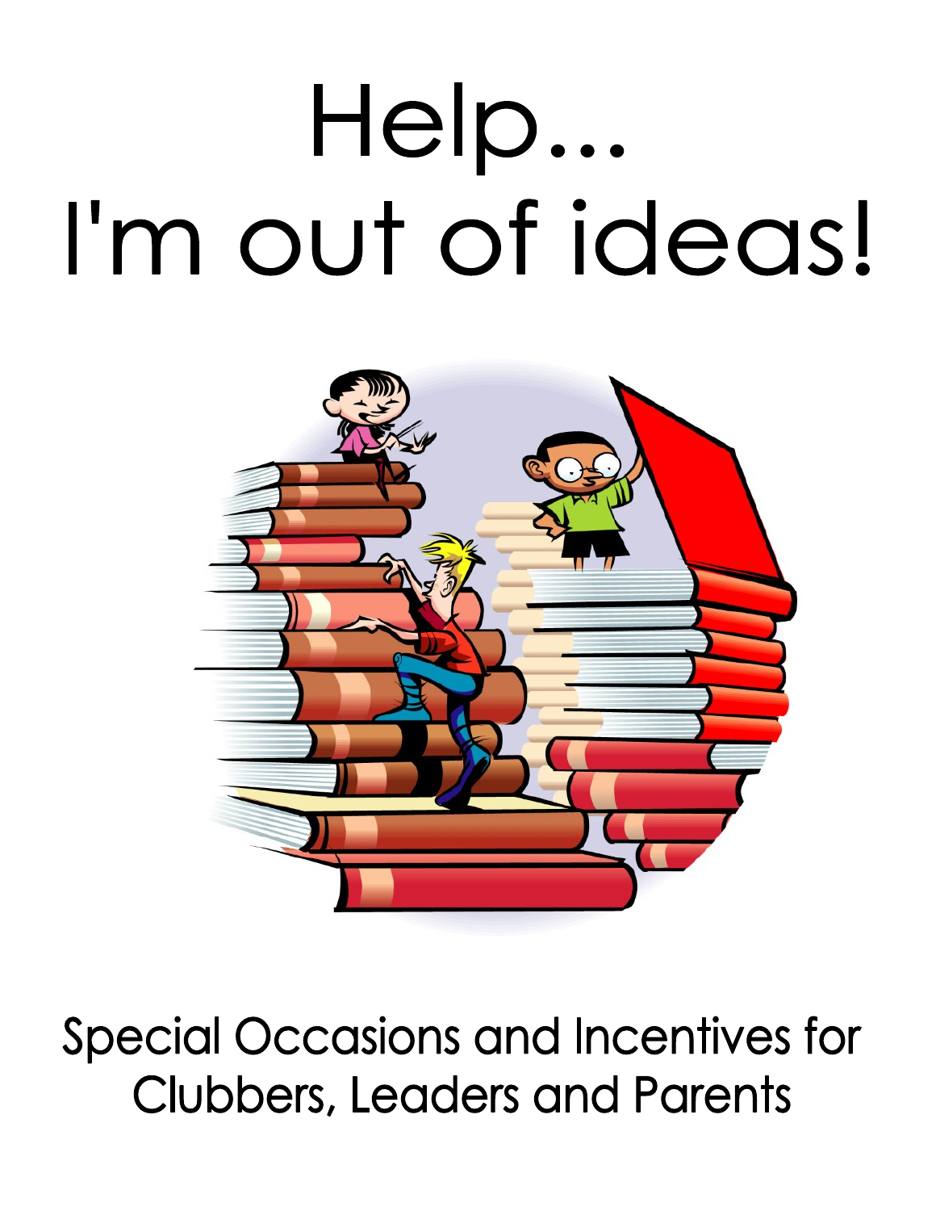# Help...
# I'm out of ideas!

Special Occasions and Incentives for Clubbers, Leaders and Parents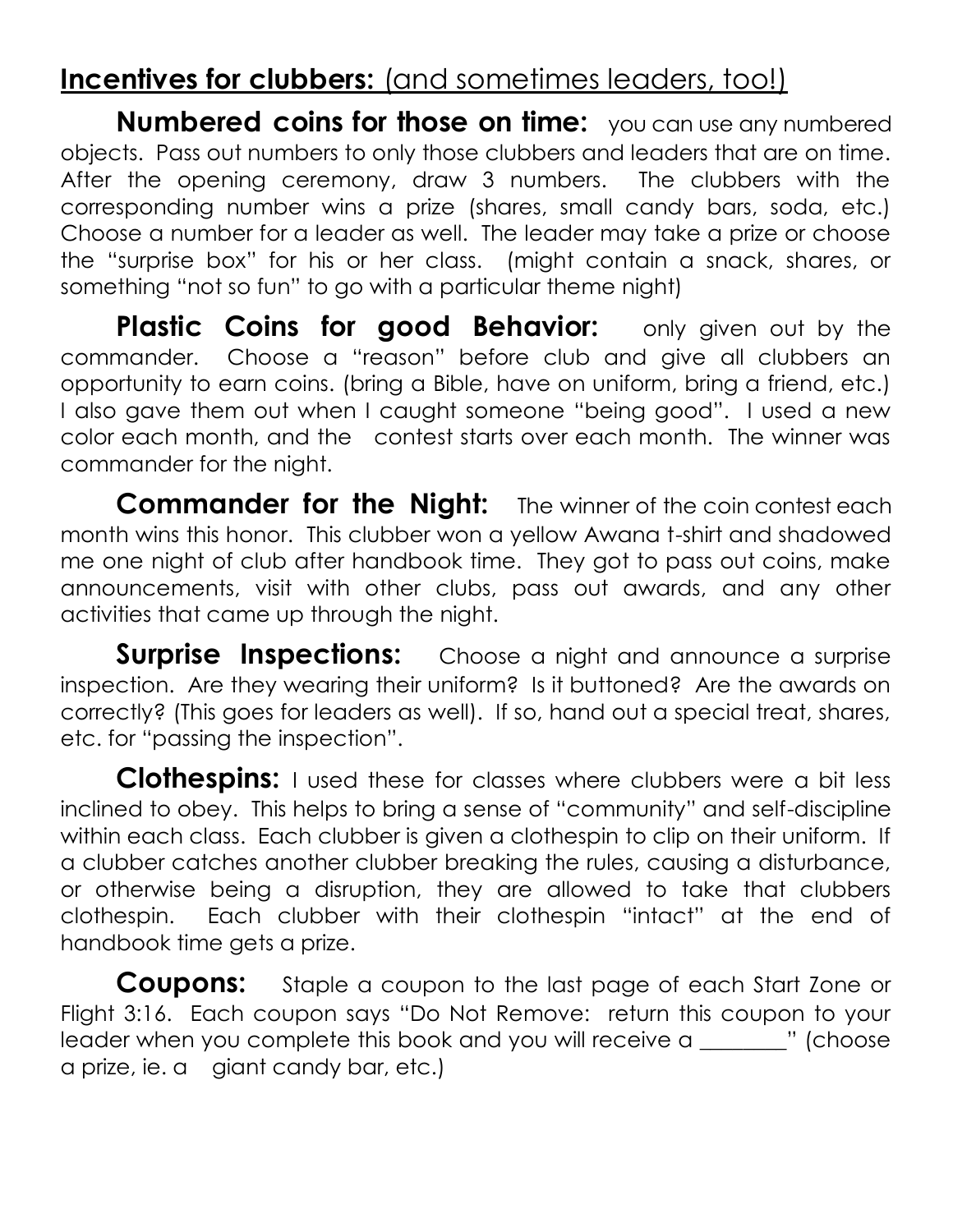## **Incentives for clubbers:** (and sometimes leaders, too!)

**Numbered coins for those on time:** you can use any numbered objects. Pass out numbers to only those clubbers and leaders that are on time. After the opening ceremony, draw 3 numbers. The clubbers with the corresponding number wins a prize (shares, small candy bars, soda, etc.) Choose a number for a leader as well. The leader may take a prize or choose the "surprise box" for his or her class. (might contain a snack, shares, or something "not so fun" to go with a particular theme night)

**Plastic Coins for good Behavior:** only given out by the commander. Choose a "reason" before club and give all clubbers an opportunity to earn coins. (bring a Bible, have on uniform, bring a friend, etc.) I also gave them out when I caught someone "being good". I used a new color each month, and the contest starts over each month. The winner was commander for the night.

**Commander for the Night:** The winner of the coin contest each month wins this honor. This clubber won a yellow Awana t-shirt and shadowed me one night of club after handbook time. They got to pass out coins, make announcements, visit with other clubs, pass out awards, and any other activities that came up through the night.

**Surprise Inspections:** Choose a night and announce a surprise inspection. Are they wearing their uniform? Is it buttoned? Are the awards on correctly? (This goes for leaders as well). If so, hand out a special treat, shares, etc. for "passing the inspection".

**Clothespins:** I used these for classes where clubbers were a bit less inclined to obey. This helps to bring a sense of "community" and self-discipline within each class. Each clubber is given a clothespin to clip on their uniform. If a clubber catches another clubber breaking the rules, causing a disturbance, or otherwise being a disruption, they are allowed to take that clubbers clothespin. Each clubber with their clothespin "intact" at the end of handbook time gets a prize.

**Coupons:** Staple a coupon to the last page of each Start Zone or Flight 3:16. Each coupon says "Do Not Remove: return this coupon to your leader when you complete this book and you will receive a ________" (choose a prize, ie. a giant candy bar, etc.)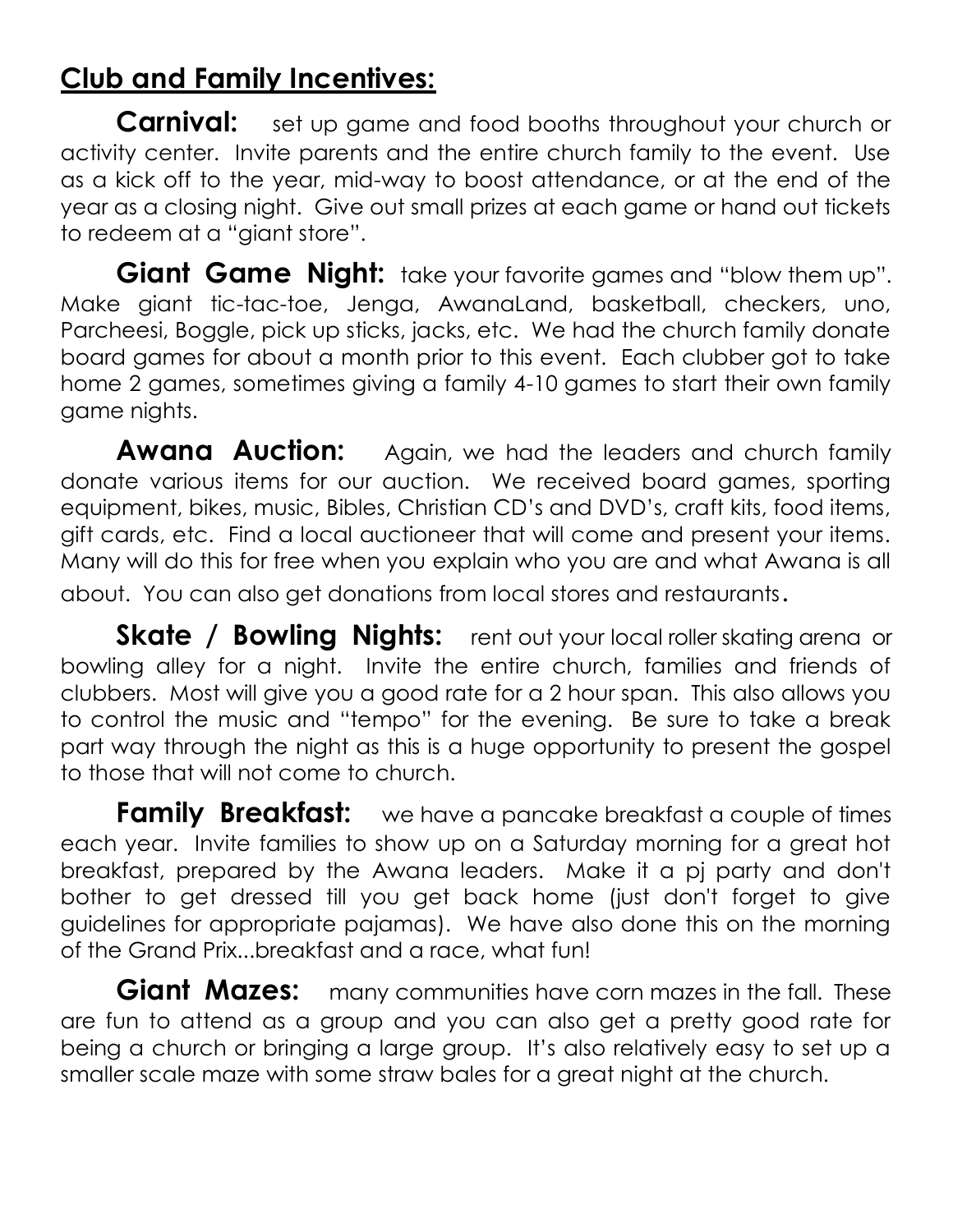## Club and Family Incentives:

**Carnival:** set up game and food booths throughout your church or activity center. Invite parents and the entire church family to the event. Use as a kick off to the year, mid-way to boost attendance, or at the end of the year as a closing night. Give out small prizes at each game or hand out tickets to redeem at a "giant store".

**Giant Game Night:** take your favorite games and "blow them up". Make giant tic-tac-toe, Jenga, AwanaLand, basketball, checkers, uno, Parcheesi, Boggle, pick up sticks, jacks, etc. We had the church family donate board games for about a month prior to this event. Each clubber got to take home 2 games, sometimes giving a family 4-10 games to start their own family game nights.

**Awana Auction:** Again, we had the leaders and church family donate various items for our auction. We received board games, sporting equipment, bikes, music, Bibles, Christian CD's and DVD's, craft kits, food items, gift cards, etc. Find a local auctioneer that will come and present your items. Many will do this for free when you explain who you are and what Awana is all about. You can also get donations from local stores and restaurants.

**Skate / Bowling Nights:** rent out your local roller skating arena or bowling alley for a night. Invite the entire church, families and friends of clubbers. Most will give you a good rate for a 2 hour span. This also allows you to control the music and "tempo" for the evening. Be sure to take a break part way through the night as this is a huge opportunity to present the gospel to those that will not come to church.

**Family Breakfast:** we have a pancake breakfast a couple of times each year. Invite families to show up on a Saturday morning for a great hot breakfast, prepared by the Awana leaders. Make it a pj party and don't bother to get dressed till you get back home (just don't forget to give guidelines for appropriate pajamas). We have also done this on the morning of the Grand Prix...breakfast and a race, what fun!

**Giant Mazes:** many communities have corn mazes in the fall. These are fun to attend as a group and you can also get a pretty good rate for being a church or bringing a large group. It's also relatively easy to set up a smaller scale maze with some straw bales for a great night at the church.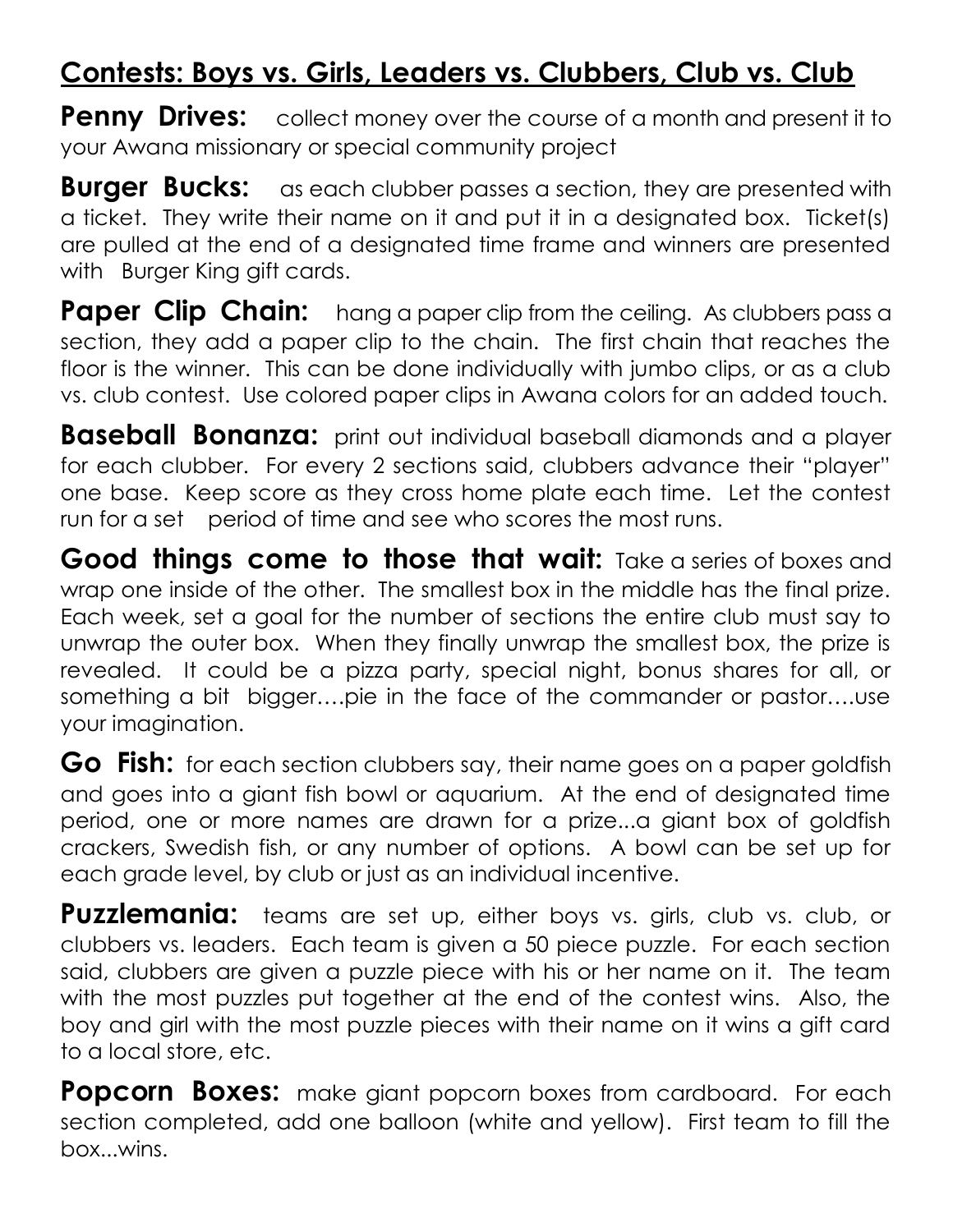## Contests: Boys vs. Girls, Leaders vs. Clubbers, Club vs. Club

**Penny Drives:** collect money over the course of a month and present it to your Awana missionary or special community project

**Burger Bucks:** as each clubber passes a section, they are presented with a ticket. They write their name on it and put it in a designated box. Ticket(s) are pulled at the end of a designated time frame and winners are presented with Burger King gift cards.

**Paper Clip Chain:** hang a paper clip from the ceiling. As clubbers pass a section, they add a paper clip to the chain. The first chain that reaches the floor is the winner. This can be done individually with jumbo clips, or as a club vs. club contest. Use colored paper clips in Awana colors for an added touch.

**Baseball Bonanza:** print out individual baseball diamonds and a player for each clubber. For every 2 sections said, clubbers advance their "player" one base. Keep score as they cross home plate each time. Let the contest run for a set period of time and see who scores the most runs.

**Good things come to those that wait:** Take a series of boxes and wrap one inside of the other. The smallest box in the middle has the final prize. Each week, set a goal for the number of sections the entire club must say to unwrap the outer box. When they finally unwrap the smallest box, the prize is revealed. It could be a pizza party, special night, bonus shares for all, or something a bit bigger….pie in the face of the commander or pastor….use your imagination.

**Go Fish:** for each section clubbers say, their name goes on a paper goldfish and goes into a giant fish bowl or aquarium. At the end of designated time period, one or more names are drawn for a prize...a giant box of goldfish crackers, Swedish fish, or any number of options. A bowl can be set up for each grade level, by club or just as an individual incentive.

**Puzzlemania:** teams are set up, either boys vs. girls, club vs. club, or clubbers vs. leaders. Each team is given a 50 piece puzzle. For each section said, clubbers are given a puzzle piece with his or her name on it. The team with the most puzzles put together at the end of the contest wins. Also, the boy and girl with the most puzzle pieces with their name on it wins a gift card to a local store, etc.

**Popcorn Boxes:** make giant popcorn boxes from cardboard. For each section completed, add one balloon (white and yellow). First team to fill the box...wins.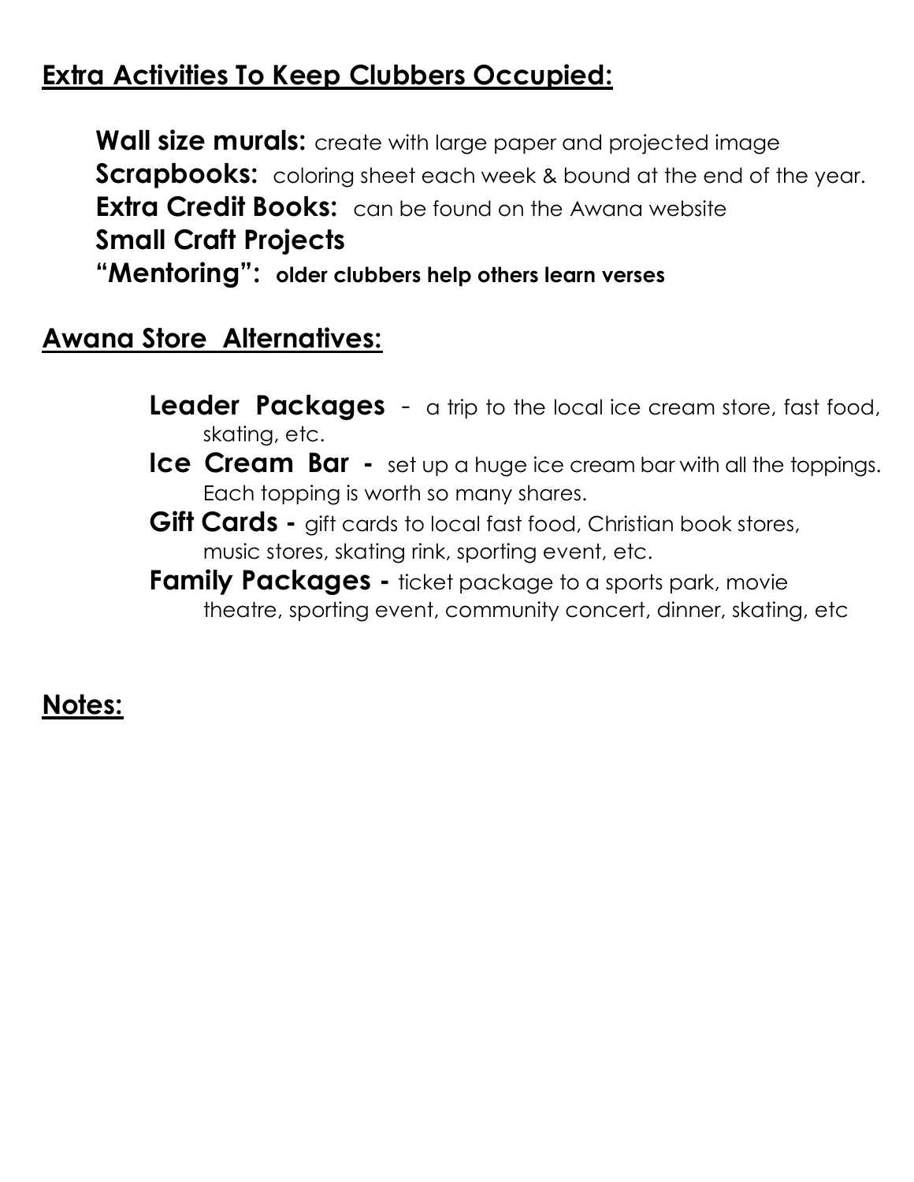## Extra Activities To Keep Clubbers Occupied:

**Wall size murals:** create with large paper and projected image
**Scrapbooks:** coloring sheet each week & bound at the end of the year.
**Extra Credit Books:** can be found on the Awana website
**Small Craft Projects**
**"Mentoring": older clubbers help others learn verses**

## Awana Store Alternatives:

**Leader Packages** - a trip to the local ice cream store, fast food, skating, etc.

**Ice Cream Bar** - set up a huge ice cream bar with all the toppings. Each topping is worth so many shares.

**Gift Cards** - gift cards to local fast food, Christian book stores, music stores, skating rink, sporting event, etc.

**Family Packages** - ticket package to a sports park, movie theatre, sporting event, community concert, dinner, skating, etc

## Notes: